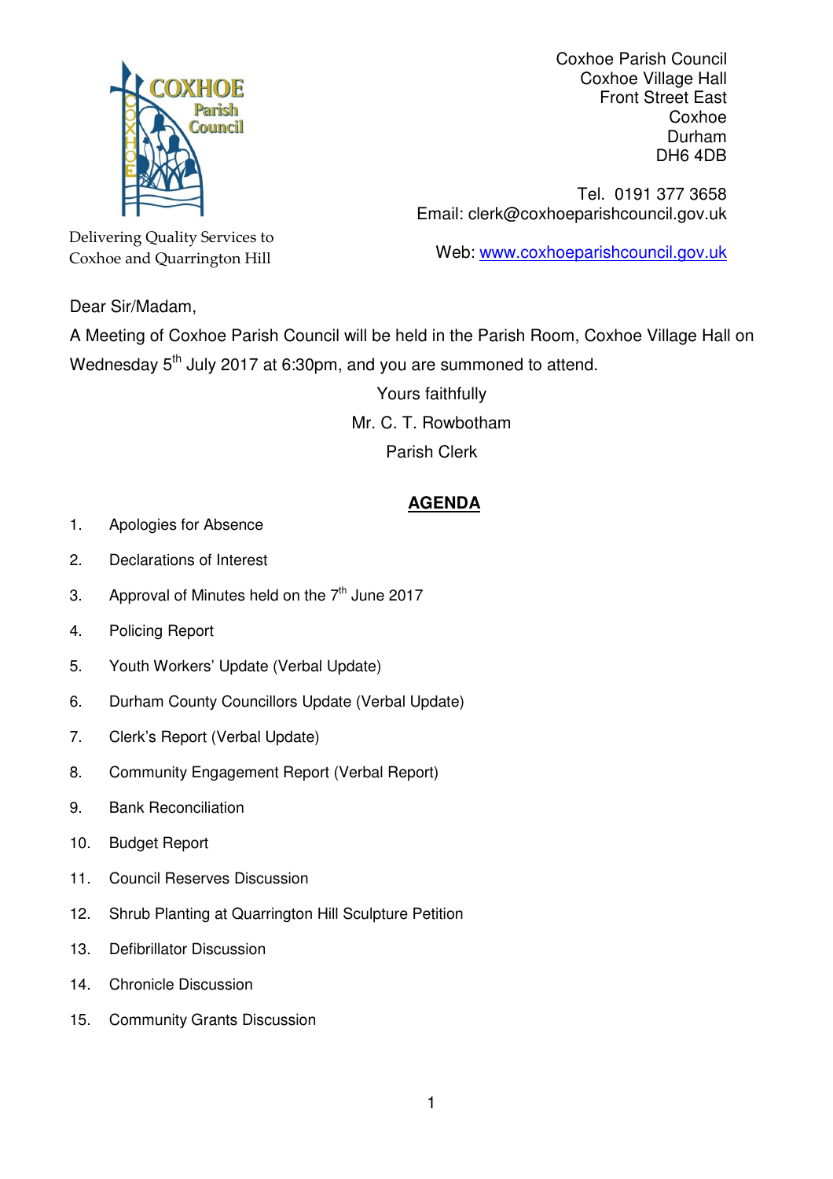Delivering Quality Services to
Coxhoe and Quarrington Hill

Coxhoe Parish Council
Coxhoe Village Hall
Front Street East
Coxhoe
Durham
DH6 4DB

Tel. 0191 377 3658
Email: clerk@coxhoeparishcouncil.gov.uk

Web: www.coxhoeparishcouncil.gov.uk

Dear Sir/Madam,

A Meeting of Coxhoe Parish Council will be held in the Parish Room, Coxhoe Village Hall on Wednesday 5th July 2017 at 6:30pm, and you are summoned to attend.

Yours faithfully

Mr. C. T. Rowbotham

Parish Clerk

## AGENDA

1. Apologies for Absence
2. Declarations of Interest
3. Approval of Minutes held on the 7th June 2017
4. Policing Report
5. Youth Workers' Update (Verbal Update)
6. Durham County Councillors Update (Verbal Update)
7. Clerk's Report (Verbal Update)
8. Community Engagement Report (Verbal Report)
9. Bank Reconciliation
10. Budget Report
11. Council Reserves Discussion
12. Shrub Planting at Quarrington Hill Sculpture Petition
13. Defibrillator Discussion
14. Chronicle Discussion
15. Community Grants Discussion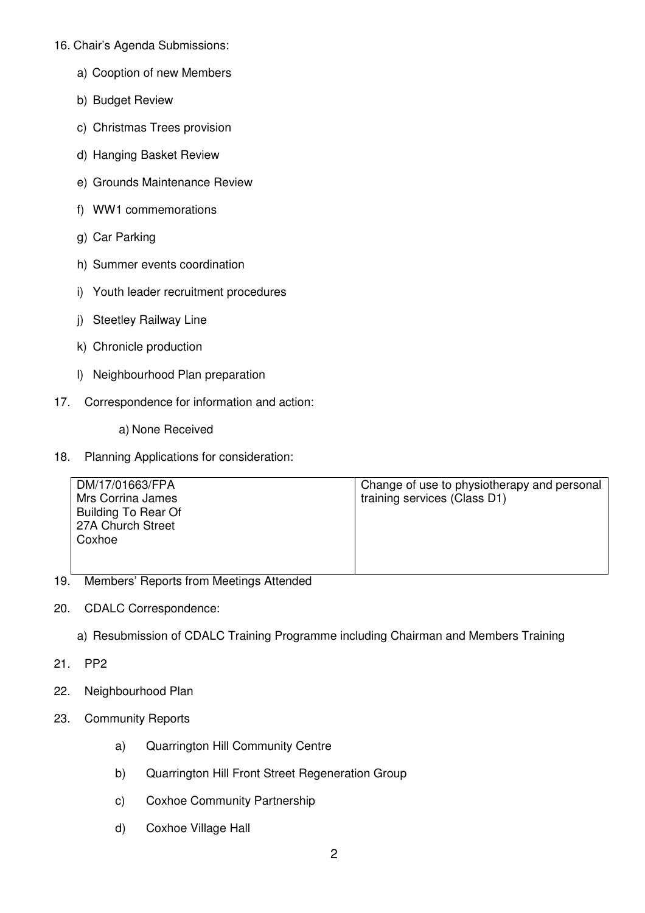16. Chair's Agenda Submissions:

    a) Cooption of new Members

    b) Budget Review

    c) Christmas Trees provision

    d) Hanging Basket Review

    e) Grounds Maintenance Review

    f) WW1 commemorations

    g) Car Parking

    h) Summer events coordination

    i) Youth leader recruitment procedures

    j) Steetley Railway Line

    k) Chronicle production

    l) Neighbourhood Plan preparation

17. Correspondence for information and action:

    a) None Received

18. Planning Applications for consideration:

| | |
|---|---|
| DM/17/01663/FPA<br>Mrs Corrina James<br>Building To Rear Of<br>27A Church Street<br>Coxhoe | Change of use to physiotherapy and personal training services (Class D1) |

19. Members' Reports from Meetings Attended

20. CDALC Correspondence:

    a) Resubmission of CDALC Training Programme including Chairman and Members Training

21. PP2

22. Neighbourhood Plan

23. Community Reports

    a) Quarrington Hill Community Centre

    b) Quarrington Hill Front Street Regeneration Group

    c) Coxhoe Community Partnership

    d) Coxhoe Village Hall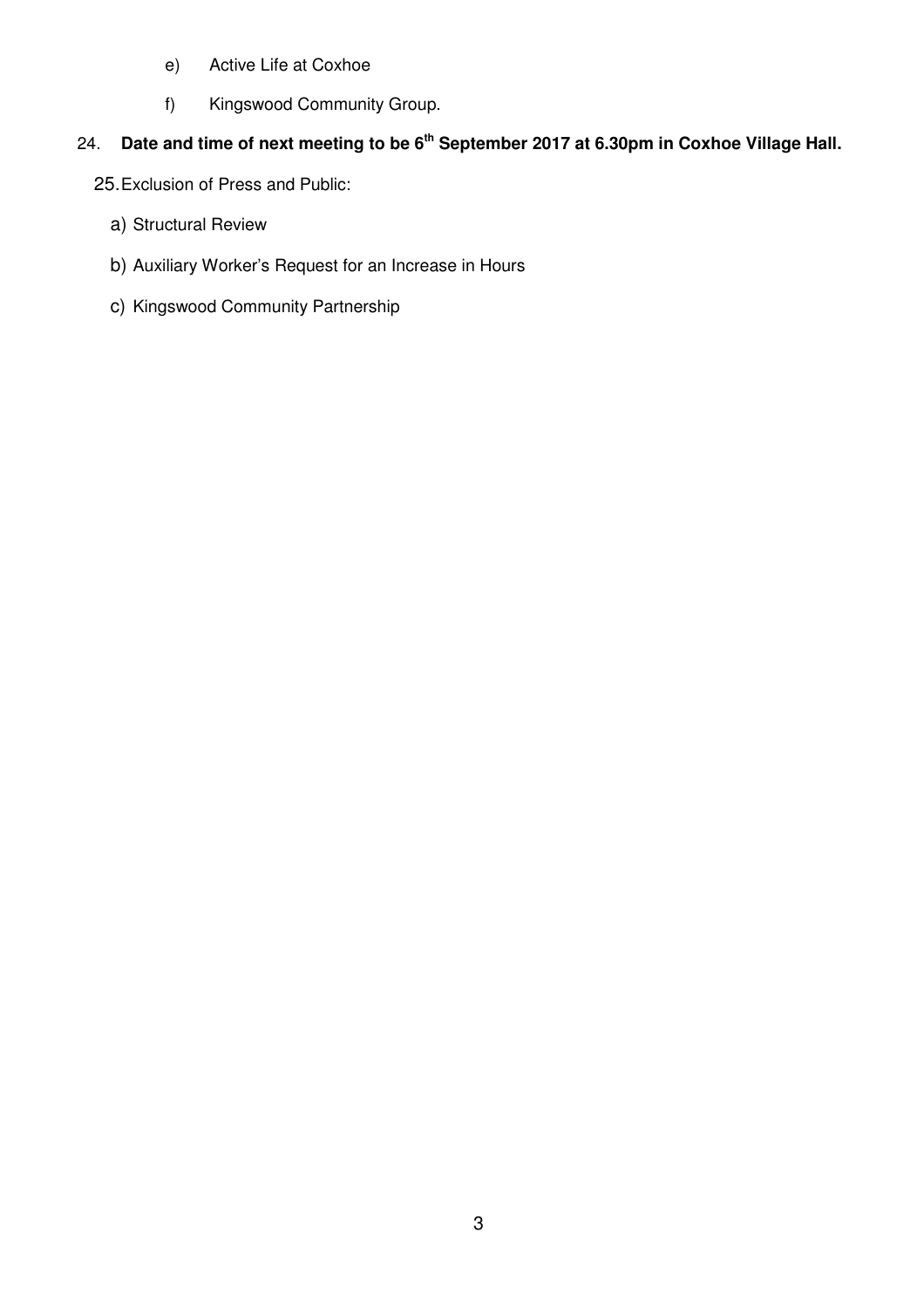e) Active Life at Coxhoe

f) Kingswood Community Group.

24. **Date and time of next meeting to be 6th September 2017 at 6.30pm in Coxhoe Village Hall.**

25. Exclusion of Press and Public:

a) Structural Review

b) Auxiliary Worker's Request for an Increase in Hours

c) Kingswood Community Partnership